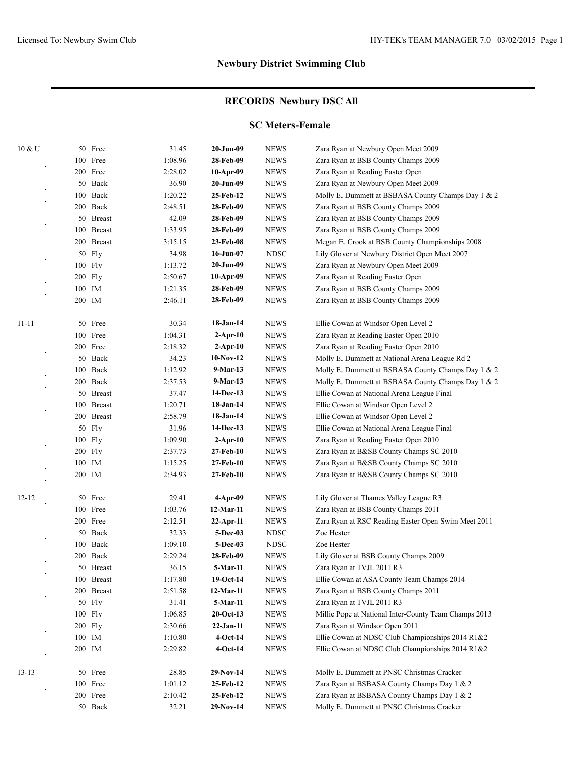## Newbury District Swimming Club

### RECORDS Newbury DSC All

### SC Meters-Female

| Age Group | Event | Time | Date | Team | Swimmer / Meet |
|---|---|---|---|---|---|
| 10 & U | 50 Free | 31.45 | **20-Jun-09** | NEWS | Zara Ryan at Newbury Open Meet 2009 |
| | 100 Free | 1:08.96 | **28-Feb-09** | NEWS | Zara Ryan at BSB County Champs 2009 |
| | 200 Free | 2:28.02 | **10-Apr-09** | NEWS | Zara Ryan at Reading Easter Open |
| | 50 Back | 36.90 | **20-Jun-09** | NEWS | Zara Ryan at Newbury Open Meet 2009 |
| | 100 Back | 1:20.22 | **25-Feb-12** | NEWS | Molly E. Dummett at BSBASA County Champs Day 1 & 2 |
| | 200 Back | 2:48.51 | **28-Feb-09** | NEWS | Zara Ryan at BSB County Champs 2009 |
| | 50 Breast | 42.09 | **28-Feb-09** | NEWS | Zara Ryan at BSB County Champs 2009 |
| | 100 Breast | 1:33.95 | **28-Feb-09** | NEWS | Zara Ryan at BSB County Champs 2009 |
| | 200 Breast | 3:15.15 | **23-Feb-08** | NEWS | Megan E. Crook at BSB County Championships 2008 |
| | 50 Fly | 34.98 | **16-Jun-07** | NDSC | Lily Glover at Newbury District Open Meet 2007 |
| | 100 Fly | 1:13.72 | **20-Jun-09** | NEWS | Zara Ryan at Newbury Open Meet 2009 |
| | 200 Fly | 2:50.67 | **10-Apr-09** | NEWS | Zara Ryan at Reading Easter Open |
| | 100 IM | 1:21.35 | **28-Feb-09** | NEWS | Zara Ryan at BSB County Champs 2009 |
| | 200 IM | 2:46.11 | **28-Feb-09** | NEWS | Zara Ryan at BSB County Champs 2009 |
| 11-11 | 50 Free | 30.34 | **18-Jan-14** | NEWS | Ellie Cowan at Windsor Open Level 2 |
| | 100 Free | 1:04.31 | **2-Apr-10** | NEWS | Zara Ryan at Reading Easter Open 2010 |
| | 200 Free | 2:18.32 | **2-Apr-10** | NEWS | Zara Ryan at Reading Easter Open 2010 |
| | 50 Back | 34.23 | **10-Nov-12** | NEWS | Molly E. Dummett at National Arena League Rd 2 |
| | 100 Back | 1:12.92 | **9-Mar-13** | NEWS | Molly E. Dummett at BSBASA County Champs Day 1 & 2 |
| | 200 Back | 2:37.53 | **9-Mar-13** | NEWS | Molly E. Dummett at BSBASA County Champs Day 1 & 2 |
| | 50 Breast | 37.47 | **14-Dec-13** | NEWS | Ellie Cowan at National Arena League Final |
| | 100 Breast | 1:20.71 | **18-Jan-14** | NEWS | Ellie Cowan at Windsor Open Level 2 |
| | 200 Breast | 2:58.79 | **18-Jan-14** | NEWS | Ellie Cowan at Windsor Open Level 2 |
| | 50 Fly | 31.96 | **14-Dec-13** | NEWS | Ellie Cowan at National Arena League Final |
| | 100 Fly | 1:09.90 | **2-Apr-10** | NEWS | Zara Ryan at Reading Easter Open 2010 |
| | 200 Fly | 2:37.73 | **27-Feb-10** | NEWS | Zara Ryan at B&SB County Champs SC 2010 |
| | 100 IM | 1:15.25 | **27-Feb-10** | NEWS | Zara Ryan at B&SB County Champs SC 2010 |
| | 200 IM | 2:34.93 | **27-Feb-10** | NEWS | Zara Ryan at B&SB County Champs SC 2010 |
| 12-12 | 50 Free | 29.41 | **4-Apr-09** | NEWS | Lily Glover at Thames Valley League R3 |
| | 100 Free | 1:03.76 | **12-Mar-11** | NEWS | Zara Ryan at BSB County Champs 2011 |
| | 200 Free | 2:12.51 | **22-Apr-11** | NEWS | Zara Ryan at RSC Reading Easter Open Swim Meet 2011 |
| | 50 Back | 32.33 | **5-Dec-03** | NDSC | Zoe Hester |
| | 100 Back | 1:09.10 | **5-Dec-03** | NDSC | Zoe Hester |
| | 200 Back | 2:29.24 | **28-Feb-09** | NEWS | Lily Glover at BSB County Champs 2009 |
| | 50 Breast | 36.15 | **5-Mar-11** | NEWS | Zara Ryan at TVJL 2011 R3 |
| | 100 Breast | 1:17.80 | **19-Oct-14** | NEWS | Ellie Cowan at ASA County Team Champs 2014 |
| | 200 Breast | 2:51.58 | **12-Mar-11** | NEWS | Zara Ryan at BSB County Champs 2011 |
| | 50 Fly | 31.41 | **5-Mar-11** | NEWS | Zara Ryan at TVJL 2011 R3 |
| | 100 Fly | 1:06.85 | **20-Oct-13** | NEWS | Millie Pope at National Inter-County Team Champs 2013 |
| | 200 Fly | 2:30.66 | **22-Jan-11** | NEWS | Zara Ryan at Windsor Open 2011 |
| | 100 IM | 1:10.80 | **4-Oct-14** | NEWS | Ellie Cowan at NDSC Club Championships 2014 R1&2 |
| | 200 IM | 2:29.82 | **4-Oct-14** | NEWS | Ellie Cowan at NDSC Club Championships 2014 R1&2 |
| 13-13 | 50 Free | 28.85 | **29-Nov-14** | NEWS | Molly E. Dummett at PNSC Christmas Cracker |
| | 100 Free | 1:01.12 | **25-Feb-12** | NEWS | Zara Ryan at BSBASA County Champs Day 1 & 2 |
| | 200 Free | 2:10.42 | **25-Feb-12** | NEWS | Zara Ryan at BSBASA County Champs Day 1 & 2 |
| | 50 Back | 32.21 | **29-Nov-14** | NEWS | Molly E. Dummett at PNSC Christmas Cracker |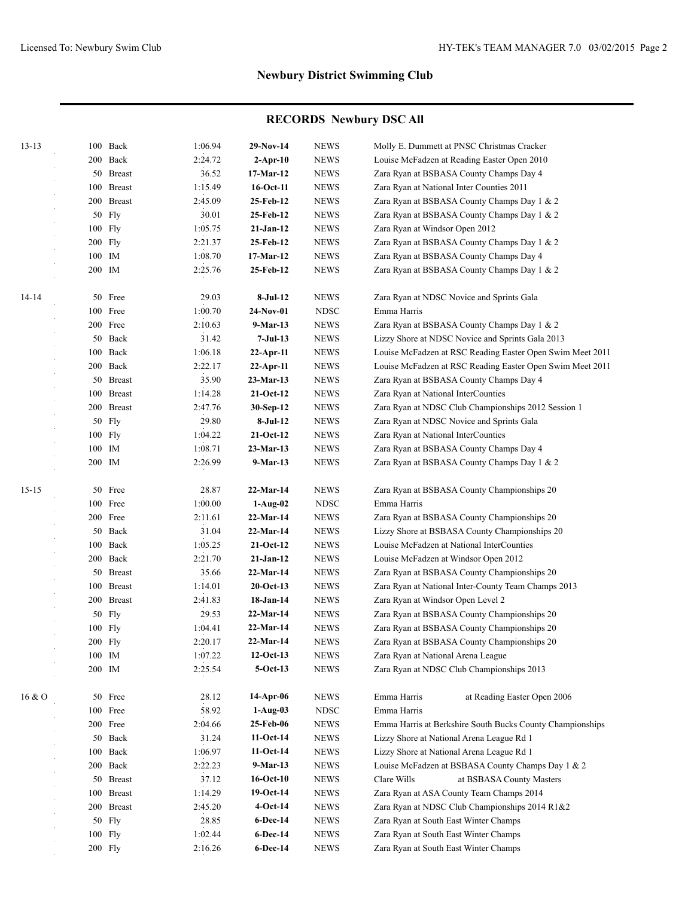## Newbury District Swimming Club

### RECORDS Newbury DSC All

| Age | Event | Time | Date | Club | Name / Meet |
|---|---|---|---|---|---|
| 13-13 | 100 Back | 1:06.94 | **29-Nov-14** | NEWS | Molly E. Dummett at PNSC Christmas Cracker |
| | 200 Back | 2:24.72 | **2-Apr-10** | NEWS | Louise McFadzen at Reading Easter Open 2010 |
| | 50 Breast | 36.52 | **17-Mar-12** | NEWS | Zara Ryan at BSBASA County Champs Day 4 |
| | 100 Breast | 1:15.49 | **16-Oct-11** | NEWS | Zara Ryan at National Inter Counties 2011 |
| | 200 Breast | 2:45.09 | **25-Feb-12** | NEWS | Zara Ryan at BSBASA County Champs Day 1 & 2 |
| | 50 Fly | 30.01 | **25-Feb-12** | NEWS | Zara Ryan at BSBASA County Champs Day 1 & 2 |
| | 100 Fly | 1:05.75 | **21-Jan-12** | NEWS | Zara Ryan at Windsor Open 2012 |
| | 200 Fly | 2:21.37 | **25-Feb-12** | NEWS | Zara Ryan at BSBASA County Champs Day 1 & 2 |
| | 100 IM | 1:08.70 | **17-Mar-12** | NEWS | Zara Ryan at BSBASA County Champs Day 4 |
| | 200 IM | 2:25.76 | **25-Feb-12** | NEWS | Zara Ryan at BSBASA County Champs Day 1 & 2 |
| 14-14 | 50 Free | 29.03 | **8-Jul-12** | NEWS | Zara Ryan at NDSC Novice and Sprints Gala |
| | 100 Free | 1:00.70 | **24-Nov-01** | NDSC | Emma Harris |
| | 200 Free | 2:10.63 | **9-Mar-13** | NEWS | Zara Ryan at BSBASA County Champs Day 1 & 2 |
| | 50 Back | 31.42 | **7-Jul-13** | NEWS | Lizzy Shore at NDSC Novice and Sprints Gala 2013 |
| | 100 Back | 1:06.18 | **22-Apr-11** | NEWS | Louise McFadzen at RSC Reading Easter Open Swim Meet 2011 |
| | 200 Back | 2:22.17 | **22-Apr-11** | NEWS | Louise McFadzen at RSC Reading Easter Open Swim Meet 2011 |
| | 50 Breast | 35.90 | **23-Mar-13** | NEWS | Zara Ryan at BSBASA County Champs Day 4 |
| | 100 Breast | 1:14.28 | **21-Oct-12** | NEWS | Zara Ryan at National InterCounties |
| | 200 Breast | 2:47.76 | **30-Sep-12** | NEWS | Zara Ryan at NDSC Club Championships 2012 Session 1 |
| | 50 Fly | 29.80 | **8-Jul-12** | NEWS | Zara Ryan at NDSC Novice and Sprints Gala |
| | 100 Fly | 1:04.22 | **21-Oct-12** | NEWS | Zara Ryan at National InterCounties |
| | 100 IM | 1:08.71 | **23-Mar-13** | NEWS | Zara Ryan at BSBASA County Champs Day 4 |
| | 200 IM | 2:26.99 | **9-Mar-13** | NEWS | Zara Ryan at BSBASA County Champs Day 1 & 2 |
| 15-15 | 50 Free | 28.87 | **22-Mar-14** | NEWS | Zara Ryan at BSBASA County Championships 20 |
| | 100 Free | 1:00.00 | **1-Aug-02** | NDSC | Emma Harris |
| | 200 Free | 2:11.61 | **22-Mar-14** | NEWS | Zara Ryan at BSBASA County Championships 20 |
| | 50 Back | 31.04 | **22-Mar-14** | NEWS | Lizzy Shore at BSBASA County Championships 20 |
| | 100 Back | 1:05.25 | **21-Oct-12** | NEWS | Louise McFadzen at National InterCounties |
| | 200 Back | 2:21.70 | **21-Jan-12** | NEWS | Louise McFadzen at Windsor Open 2012 |
| | 50 Breast | 35.66 | **22-Mar-14** | NEWS | Zara Ryan at BSBASA County Championships 20 |
| | 100 Breast | 1:14.01 | **20-Oct-13** | NEWS | Zara Ryan at National Inter-County Team Champs 2013 |
| | 200 Breast | 2:41.83 | **18-Jan-14** | NEWS | Zara Ryan at Windsor Open Level 2 |
| | 50 Fly | 29.53 | **22-Mar-14** | NEWS | Zara Ryan at BSBASA County Championships 20 |
| | 100 Fly | 1:04.41 | **22-Mar-14** | NEWS | Zara Ryan at BSBASA County Championships 20 |
| | 200 Fly | 2:20.17 | **22-Mar-14** | NEWS | Zara Ryan at BSBASA County Championships 20 |
| | 100 IM | 1:07.22 | **12-Oct-13** | NEWS | Zara Ryan at National Arena League |
| | 200 IM | 2:25.54 | **5-Oct-13** | NEWS | Zara Ryan at NDSC Club Championships 2013 |
| 16 & O | 50 Free | 28.12 | **14-Apr-06** | NEWS | Emma Harris at Reading Easter Open 2006 |
| | 100 Free | 58.92 | **1-Aug-03** | NDSC | Emma Harris |
| | 200 Free | 2:04.66 | **25-Feb-06** | NEWS | Emma Harris at Berkshire South Bucks County Championships |
| | 50 Back | 31.24 | **11-Oct-14** | NEWS | Lizzy Shore at National Arena League Rd 1 |
| | 100 Back | 1:06.97 | **11-Oct-14** | NEWS | Lizzy Shore at National Arena League Rd 1 |
| | 200 Back | 2:22.23 | **9-Mar-13** | NEWS | Louise McFadzen at BSBASA County Champs Day 1 & 2 |
| | 50 Breast | 37.12 | **16-Oct-10** | NEWS | Clare Wills at BSBASA County Masters |
| | 100 Breast | 1:14.29 | **19-Oct-14** | NEWS | Zara Ryan at ASA County Team Champs 2014 |
| | 200 Breast | 2:45.20 | **4-Oct-14** | NEWS | Zara Ryan at NDSC Club Championships 2014 R1&2 |
| | 50 Fly | 28.85 | **6-Dec-14** | NEWS | Zara Ryan at South East Winter Champs |
| | 100 Fly | 1:02.44 | **6-Dec-14** | NEWS | Zara Ryan at South East Winter Champs |
| | 200 Fly | 2:16.26 | **6-Dec-14** | NEWS | Zara Ryan at South East Winter Champs |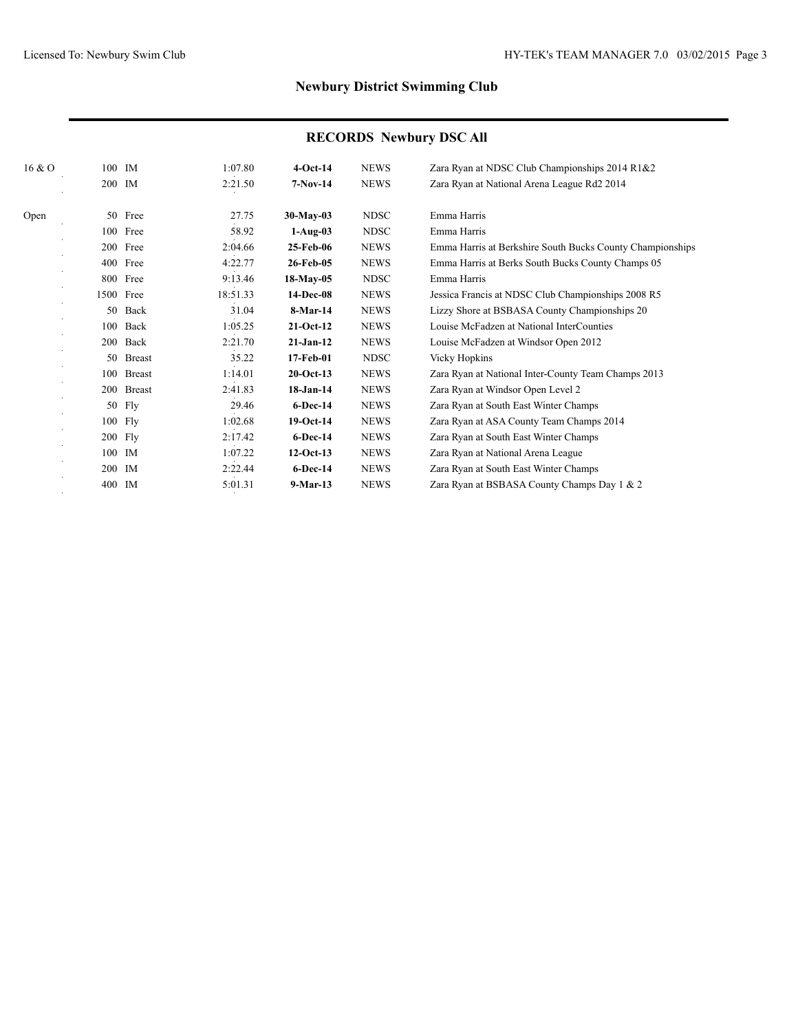## Newbury District Swimming Club

### RECORDS Newbury DSC All

| Age Group | Distance | Stroke | Time | Date | Course | Swimmer / Meet |
|---|---|---|---|---|---|---|
| 16 & O | 100 | IM | 1:07.80 | **4-Oct-14** | NEWS | Zara Ryan at NDSC Club Championships 2014 R1&2 |
| | 200 | IM | 2:21.50 | **7-Nov-14** | NEWS | Zara Ryan at National Arena League Rd2 2014 |
| Open | 50 | Free | 27.75 | **30-May-03** | NDSC | Emma Harris |
| | 100 | Free | 58.92 | **1-Aug-03** | NDSC | Emma Harris |
| | 200 | Free | 2:04.66 | **25-Feb-06** | NEWS | Emma Harris at Berkshire South Bucks County Championships |
| | 400 | Free | 4:22.77 | **26-Feb-05** | NEWS | Emma Harris at Berks South Bucks County Champs 05 |
| | 800 | Free | 9:13.46 | **18-May-05** | NDSC | Emma Harris |
| | 1500 | Free | 18:51.33 | **14-Dec-08** | NEWS | Jessica Francis at NDSC Club Championships 2008 R5 |
| | 50 | Back | 31.04 | **8-Mar-14** | NEWS | Lizzy Shore at BSBASA County Championships 20 |
| | 100 | Back | 1:05.25 | **21-Oct-12** | NEWS | Louise McFadzen at National InterCounties |
| | 200 | Back | 2:21.70 | **21-Jan-12** | NEWS | Louise McFadzen at Windsor Open 2012 |
| | 50 | Breast | 35.22 | **17-Feb-01** | NDSC | Vicky Hopkins |
| | 100 | Breast | 1:14.01 | **20-Oct-13** | NEWS | Zara Ryan at National Inter-County Team Champs 2013 |
| | 200 | Breast | 2:41.83 | **18-Jan-14** | NEWS | Zara Ryan at Windsor Open Level 2 |
| | 50 | Fly | 29.46 | **6-Dec-14** | NEWS | Zara Ryan at South East Winter Champs |
| | 100 | Fly | 1:02.68 | **19-Oct-14** | NEWS | Zara Ryan at ASA County Team Champs 2014 |
| | 200 | Fly | 2:17.42 | **6-Dec-14** | NEWS | Zara Ryan at South East Winter Champs |
| | 100 | IM | 1:07.22 | **12-Oct-13** | NEWS | Zara Ryan at National Arena League |
| | 200 | IM | 2:22.44 | **6-Dec-14** | NEWS | Zara Ryan at South East Winter Champs |
| | 400 | IM | 5:01.31 | **9-Mar-13** | NEWS | Zara Ryan at BSBASA County Champs Day 1 & 2 |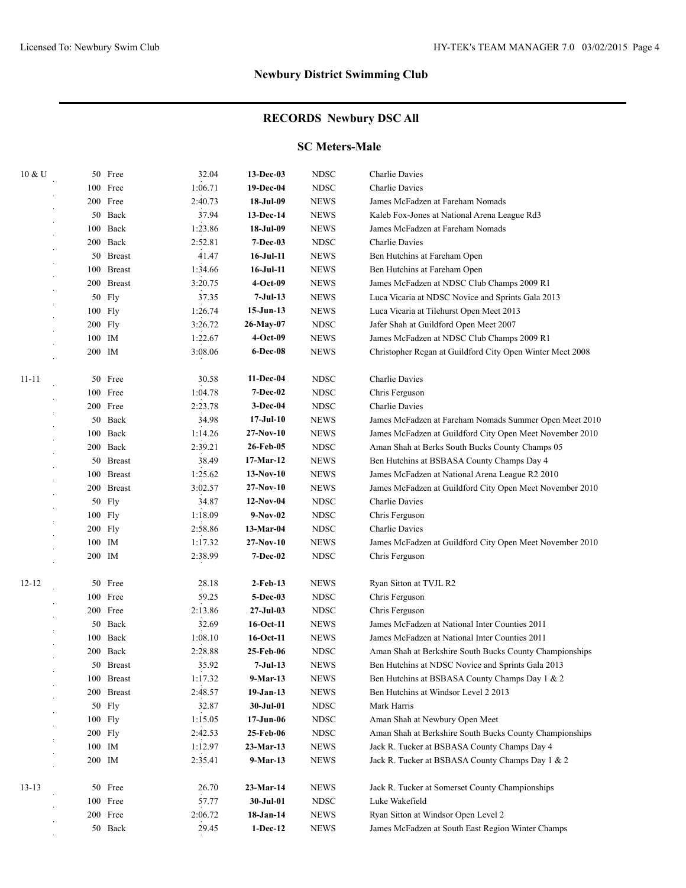## Newbury District Swimming Club

### RECORDS Newbury DSC All

#### SC Meters-Male

| Age | Event | Time | Date | Team | Name |
|---|---|---|---|---|---|
| 10 & U | 50 Free | 32.04 | **13-Dec-03** | NDSC | Charlie Davies |
| | 100 Free | 1:06.71 | **19-Dec-04** | NDSC | Charlie Davies |
| | 200 Free | 2:40.73 | **18-Jul-09** | NEWS | James McFadzen at Fareham Nomads |
| | 50 Back | 37.94 | **13-Dec-14** | NEWS | Kaleb Fox-Jones at National Arena League Rd3 |
| | 100 Back | 1:23.86 | **18-Jul-09** | NEWS | James McFadzen at Fareham Nomads |
| | 200 Back | 2:52.81 | **7-Dec-03** | NDSC | Charlie Davies |
| | 50 Breast | 41.47 | **16-Jul-11** | NEWS | Ben Hutchins at Fareham Open |
| | 100 Breast | 1:34.66 | **16-Jul-11** | NEWS | Ben Hutchins at Fareham Open |
| | 200 Breast | 3:20.75 | **4-Oct-09** | NEWS | James McFadzen at NDSC Club Champs 2009 R1 |
| | 50 Fly | 37.35 | **7-Jul-13** | NEWS | Luca Vicaria at NDSC Novice and Sprints Gala 2013 |
| | 100 Fly | 1:26.74 | **15-Jun-13** | NEWS | Luca Vicaria at Tilehurst Open Meet 2013 |
| | 200 Fly | 3:26.72 | **26-May-07** | NDSC | Jafer Shah at Guildford Open Meet 2007 |
| | 100 IM | 1:22.67 | **4-Oct-09** | NEWS | James McFadzen at NDSC Club Champs 2009 R1 |
| | 200 IM | 3:08.06 | **6-Dec-08** | NEWS | Christopher Regan at Guildford City Open Winter Meet 2008 |
| 11-11 | 50 Free | 30.58 | **11-Dec-04** | NDSC | Charlie Davies |
| | 100 Free | 1:04.78 | **7-Dec-02** | NDSC | Chris Ferguson |
| | 200 Free | 2:23.78 | **3-Dec-04** | NDSC | Charlie Davies |
| | 50 Back | 34.98 | **17-Jul-10** | NEWS | James McFadzen at Fareham Nomads Summer Open Meet 2010 |
| | 100 Back | 1:14.26 | **27-Nov-10** | NEWS | James McFadzen at Guildford City Open Meet November 2010 |
| | 200 Back | 2:39.21 | **26-Feb-05** | NDSC | Aman Shah at Berks South Bucks County Champs 05 |
| | 50 Breast | 38.49 | **17-Mar-12** | NEWS | Ben Hutchins at BSBASA County Champs Day 4 |
| | 100 Breast | 1:25.62 | **13-Nov-10** | NEWS | James McFadzen at National Arena League R2 2010 |
| | 200 Breast | 3:02.57 | **27-Nov-10** | NEWS | James McFadzen at Guildford City Open Meet November 2010 |
| | 50 Fly | 34.87 | **12-Nov-04** | NDSC | Charlie Davies |
| | 100 Fly | 1:18.09 | **9-Nov-02** | NDSC | Chris Ferguson |
| | 200 Fly | 2:58.86 | **13-Mar-04** | NDSC | Charlie Davies |
| | 100 IM | 1:17.32 | **27-Nov-10** | NEWS | James McFadzen at Guildford City Open Meet November 2010 |
| | 200 IM | 2:38.99 | **7-Dec-02** | NDSC | Chris Ferguson |
| 12-12 | 50 Free | 28.18 | **2-Feb-13** | NEWS | Ryan Sitton at TVJL R2 |
| | 100 Free | 59.25 | **5-Dec-03** | NDSC | Chris Ferguson |
| | 200 Free | 2:13.86 | **27-Jul-03** | NDSC | Chris Ferguson |
| | 50 Back | 32.69 | **16-Oct-11** | NEWS | James McFadzen at National Inter Counties 2011 |
| | 100 Back | 1:08.10 | **16-Oct-11** | NEWS | James McFadzen at National Inter Counties 2011 |
| | 200 Back | 2:28.88 | **25-Feb-06** | NDSC | Aman Shah at Berkshire South Bucks County Championships |
| | 50 Breast | 35.92 | **7-Jul-13** | NEWS | Ben Hutchins at NDSC Novice and Sprints Gala 2013 |
| | 100 Breast | 1:17.32 | **9-Mar-13** | NEWS | Ben Hutchins at BSBASA County Champs Day 1 & 2 |
| | 200 Breast | 2:48.57 | **19-Jan-13** | NEWS | Ben Hutchins at Windsor Level 2 2013 |
| | 50 Fly | 32.87 | **30-Jul-01** | NDSC | Mark Harris |
| | 100 Fly | 1:15.05 | **17-Jun-06** | NDSC | Aman Shah at Newbury Open Meet |
| | 200 Fly | 2:42.53 | **25-Feb-06** | NDSC | Aman Shah at Berkshire South Bucks County Championships |
| | 100 IM | 1:12.97 | **23-Mar-13** | NEWS | Jack R. Tucker at BSBASA County Champs Day 4 |
| | 200 IM | 2:35.41 | **9-Mar-13** | NEWS | Jack R. Tucker at BSBASA County Champs Day 1 & 2 |
| 13-13 | 50 Free | 26.70 | **23-Mar-14** | NEWS | Jack R. Tucker at Somerset County Championships |
| | 100 Free | 57.77 | **30-Jul-01** | NDSC | Luke Wakefield |
| | 200 Free | 2:06.72 | **18-Jan-14** | NEWS | Ryan Sitton at Windsor Open Level 2 |
| | 50 Back | 29.45 | **1-Dec-12** | NEWS | James McFadzen at South East Region Winter Champs |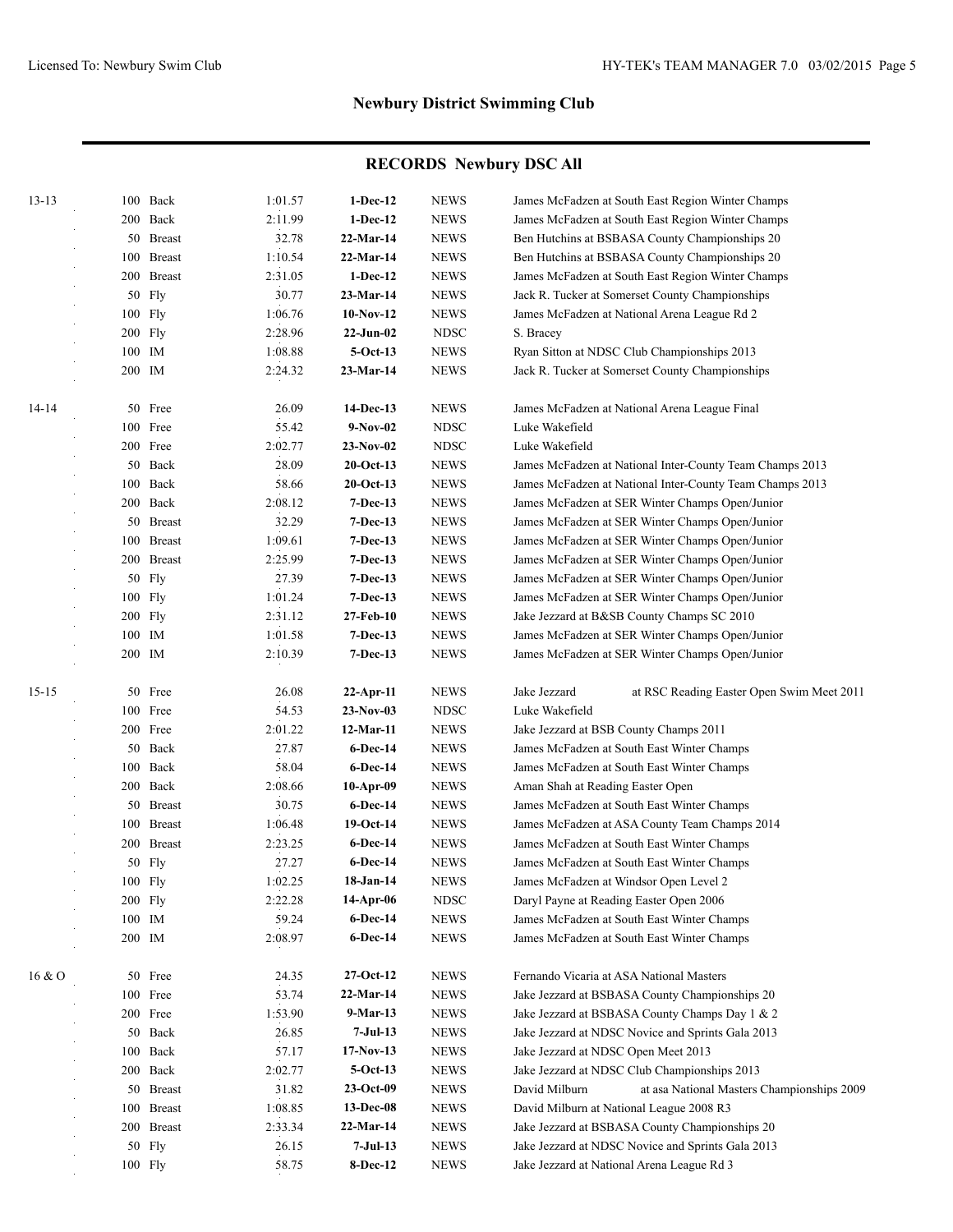## Newbury District Swimming Club

### RECORDS Newbury DSC All

| Age | Event | Time | Date | Type | Details |
|---|---|---|---|---|---|
| 13-13 | 100 Back | 1:01.57 | **1-Dec-12** | NEWS | James McFadzen at South East Region Winter Champs |
| | 200 Back | 2:11.99 | **1-Dec-12** | NEWS | James McFadzen at South East Region Winter Champs |
| | 50 Breast | 32.78 | **22-Mar-14** | NEWS | Ben Hutchins at BSBASA County Championships 20 |
| | 100 Breast | 1:10.54 | **22-Mar-14** | NEWS | Ben Hutchins at BSBASA County Championships 20 |
| | 200 Breast | 2:31.05 | **1-Dec-12** | NEWS | James McFadzen at South East Region Winter Champs |
| | 50 Fly | 30.77 | **23-Mar-14** | NEWS | Jack R. Tucker at Somerset County Championships |
| | 100 Fly | 1:06.76 | **10-Nov-12** | NEWS | James McFadzen at National Arena League Rd 2 |
| | 200 Fly | 2:28.96 | **22-Jun-02** | NDSC | S. Bracey |
| | 100 IM | 1:08.88 | **5-Oct-13** | NEWS | Ryan Sitton at NDSC Club Championships 2013 |
| | 200 IM | 2:24.32 | **23-Mar-14** | NEWS | Jack R. Tucker at Somerset County Championships |
| 14-14 | 50 Free | 26.09 | **14-Dec-13** | NEWS | James McFadzen at National Arena League Final |
| | 100 Free | 55.42 | **9-Nov-02** | NDSC | Luke Wakefield |
| | 200 Free | 2:02.77 | **23-Nov-02** | NDSC | Luke Wakefield |
| | 50 Back | 28.09 | **20-Oct-13** | NEWS | James McFadzen at National Inter-County Team Champs 2013 |
| | 100 Back | 58.66 | **20-Oct-13** | NEWS | James McFadzen at National Inter-County Team Champs 2013 |
| | 200 Back | 2:08.12 | **7-Dec-13** | NEWS | James McFadzen at SER Winter Champs Open/Junior |
| | 50 Breast | 32.29 | **7-Dec-13** | NEWS | James McFadzen at SER Winter Champs Open/Junior |
| | 100 Breast | 1:09.61 | **7-Dec-13** | NEWS | James McFadzen at SER Winter Champs Open/Junior |
| | 200 Breast | 2:25.99 | **7-Dec-13** | NEWS | James McFadzen at SER Winter Champs Open/Junior |
| | 50 Fly | 27.39 | **7-Dec-13** | NEWS | James McFadzen at SER Winter Champs Open/Junior |
| | 100 Fly | 1:01.24 | **7-Dec-13** | NEWS | James McFadzen at SER Winter Champs Open/Junior |
| | 200 Fly | 2:31.12 | **27-Feb-10** | NEWS | Jake Jezzard at B&SB County Champs SC 2010 |
| | 100 IM | 1:01.58 | **7-Dec-13** | NEWS | James McFadzen at SER Winter Champs Open/Junior |
| | 200 IM | 2:10.39 | **7-Dec-13** | NEWS | James McFadzen at SER Winter Champs Open/Junior |
| 15-15 | 50 Free | 26.08 | **22-Apr-11** | NEWS | Jake Jezzard at RSC Reading Easter Open Swim Meet 2011 |
| | 100 Free | 54.53 | **23-Nov-03** | NDSC | Luke Wakefield |
| | 200 Free | 2:01.22 | **12-Mar-11** | NEWS | Jake Jezzard at BSB County Champs 2011 |
| | 50 Back | 27.87 | **6-Dec-14** | NEWS | James McFadzen at South East Winter Champs |
| | 100 Back | 58.04 | **6-Dec-14** | NEWS | James McFadzen at South East Winter Champs |
| | 200 Back | 2:08.66 | **10-Apr-09** | NEWS | Aman Shah at Reading Easter Open |
| | 50 Breast | 30.75 | **6-Dec-14** | NEWS | James McFadzen at South East Winter Champs |
| | 100 Breast | 1:06.48 | **19-Oct-14** | NEWS | James McFadzen at ASA County Team Champs 2014 |
| | 200 Breast | 2:23.25 | **6-Dec-14** | NEWS | James McFadzen at South East Winter Champs |
| | 50 Fly | 27.27 | **6-Dec-14** | NEWS | James McFadzen at South East Winter Champs |
| | 100 Fly | 1:02.25 | **18-Jan-14** | NEWS | James McFadzen at Windsor Open Level 2 |
| | 200 Fly | 2:22.28 | **14-Apr-06** | NDSC | Daryl Payne at Reading Easter Open 2006 |
| | 100 IM | 59.24 | **6-Dec-14** | NEWS | James McFadzen at South East Winter Champs |
| | 200 IM | 2:08.97 | **6-Dec-14** | NEWS | James McFadzen at South East Winter Champs |
| 16 & O | 50 Free | 24.35 | **27-Oct-12** | NEWS | Fernando Vicaria at ASA National Masters |
| | 100 Free | 53.74 | **22-Mar-14** | NEWS | Jake Jezzard at BSBASA County Championships 20 |
| | 200 Free | 1:53.90 | **9-Mar-13** | NEWS | Jake Jezzard at BSBASA County Champs Day 1 & 2 |
| | 50 Back | 26.85 | **7-Jul-13** | NEWS | Jake Jezzard at NDSC Novice and Sprints Gala 2013 |
| | 100 Back | 57.17 | **17-Nov-13** | NEWS | Jake Jezzard at NDSC Open Meet 2013 |
| | 200 Back | 2:02.77 | **5-Oct-13** | NEWS | Jake Jezzard at NDSC Club Championships 2013 |
| | 50 Breast | 31.82 | **23-Oct-09** | NEWS | David Milburn at asa National Masters Championships 2009 |
| | 100 Breast | 1:08.85 | **13-Dec-08** | NEWS | David Milburn at National League 2008 R3 |
| | 200 Breast | 2:33.34 | **22-Mar-14** | NEWS | Jake Jezzard at BSBASA County Championships 20 |
| | 50 Fly | 26.15 | **7-Jul-13** | NEWS | Jake Jezzard at NDSC Novice and Sprints Gala 2013 |
| | 100 Fly | 58.75 | **8-Dec-12** | NEWS | Jake Jezzard at National Arena League Rd 3 |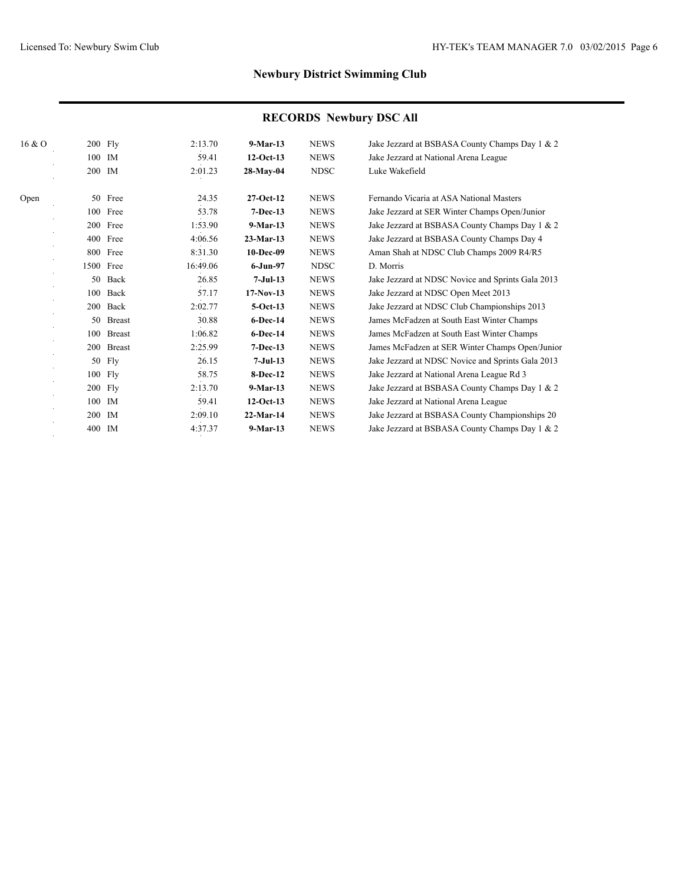## Newbury District Swimming Club

## RECORDS Newbury DSC All

| | | | | | | |
|---|---|---|---|---|---|---|
| 16 & O | 200 | Fly | 2:13.70 | **9-Mar-13** | NEWS | Jake Jezzard at BSBASA County Champs Day 1 & 2 |
| | 100 | IM | 59.41 | **12-Oct-13** | NEWS | Jake Jezzard at National Arena League |
| | 200 | IM | 2:01.23 | **28-May-04** | NDSC | Luke Wakefield |
| Open | 50 | Free | 24.35 | **27-Oct-12** | NEWS | Fernando Vicaria at ASA National Masters |
| | 100 | Free | 53.78 | **7-Dec-13** | NEWS | Jake Jezzard at SER Winter Champs Open/Junior |
| | 200 | Free | 1:53.90 | **9-Mar-13** | NEWS | Jake Jezzard at BSBASA County Champs Day 1 & 2 |
| | 400 | Free | 4:06.56 | **23-Mar-13** | NEWS | Jake Jezzard at BSBASA County Champs Day 4 |
| | 800 | Free | 8:31.30 | **10-Dec-09** | NEWS | Aman Shah at NDSC Club Champs 2009 R4/R5 |
| | 1500 | Free | 16:49.06 | **6-Jun-97** | NDSC | D. Morris |
| | 50 | Back | 26.85 | **7-Jul-13** | NEWS | Jake Jezzard at NDSC Novice and Sprints Gala 2013 |
| | 100 | Back | 57.17 | **17-Nov-13** | NEWS | Jake Jezzard at NDSC Open Meet 2013 |
| | 200 | Back | 2:02.77 | **5-Oct-13** | NEWS | Jake Jezzard at NDSC Club Championships 2013 |
| | 50 | Breast | 30.88 | **6-Dec-14** | NEWS | James McFadzen at South East Winter Champs |
| | 100 | Breast | 1:06.82 | **6-Dec-14** | NEWS | James McFadzen at South East Winter Champs |
| | 200 | Breast | 2:25.99 | **7-Dec-13** | NEWS | James McFadzen at SER Winter Champs Open/Junior |
| | 50 | Fly | 26.15 | **7-Jul-13** | NEWS | Jake Jezzard at NDSC Novice and Sprints Gala 2013 |
| | 100 | Fly | 58.75 | **8-Dec-12** | NEWS | Jake Jezzard at National Arena League Rd 3 |
| | 200 | Fly | 2:13.70 | **9-Mar-13** | NEWS | Jake Jezzard at BSBASA County Champs Day 1 & 2 |
| | 100 | IM | 59.41 | **12-Oct-13** | NEWS | Jake Jezzard at National Arena League |
| | 200 | IM | 2:09.10 | **22-Mar-14** | NEWS | Jake Jezzard at BSBASA County Championships 20 |
| | 400 | IM | 4:37.37 | **9-Mar-13** | NEWS | Jake Jezzard at BSBASA County Champs Day 1 & 2 |